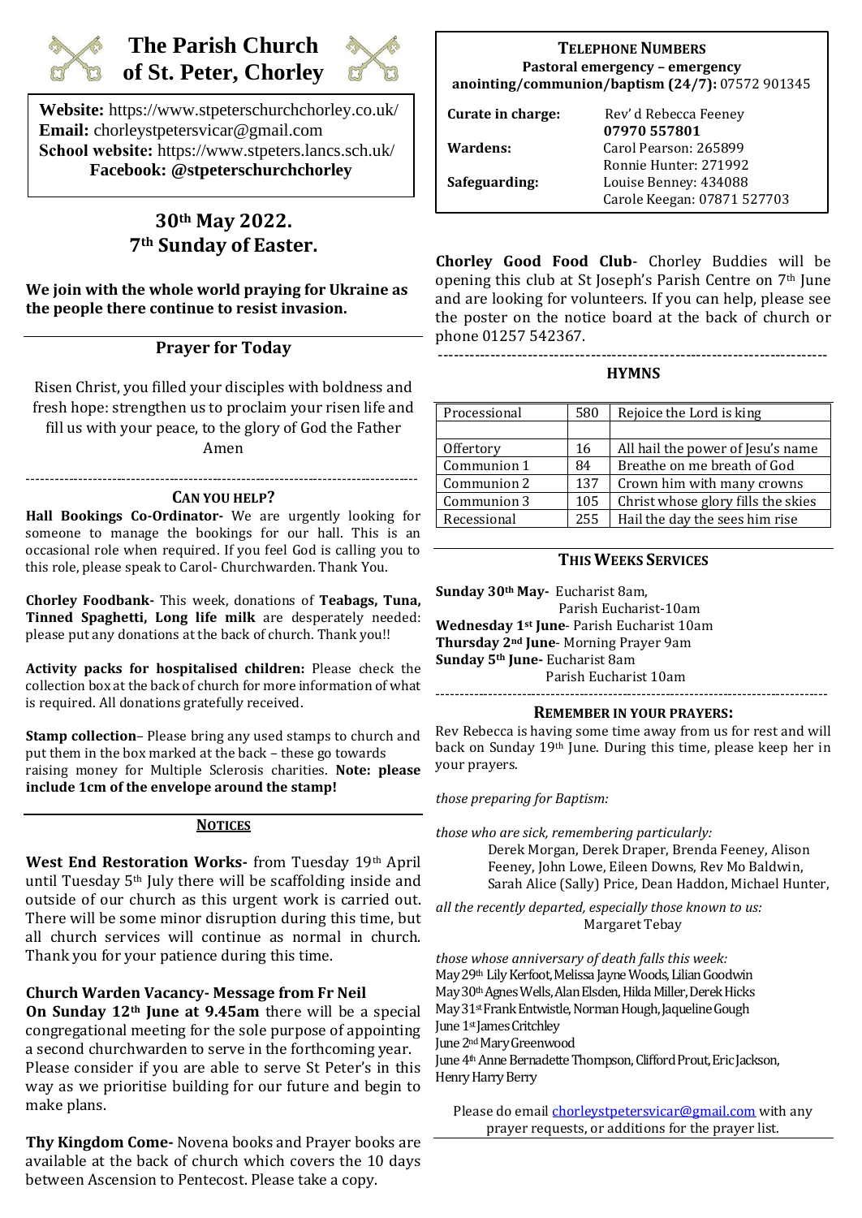# The Parish Church of St. Peter, Chorley

**Website:** https://www.stpeterschurchchorley.co.uk/
**Email:** chorleystpetersvicar@gmail.com
**School website:** https://www.stpeters.lancs.sch.uk/
**Facebook: @stpeterschurchchorley**

## 30th May 2022.
## 7th Sunday of Easter.

**We join with the whole world praying for Ukraine as the people there continue to resist invasion.**

### Prayer for Today

Risen Christ, you filled your disciples with boldness and fresh hope: strengthen us to proclaim your risen life and fill us with your peace, to the glory of God the Father
Amen

### CAN YOU HELP?

**Hall Bookings Co-Ordinator-** We are urgently looking for someone to manage the bookings for our hall. This is an occasional role when required. If you feel God is calling you to this role, please speak to Carol- Churchwarden. Thank You.

**Chorley Foodbank-** This week, donations of **Teabags, Tuna, Tinned Spaghetti, Long life milk** are desperately needed: please put any donations at the back of church. Thank you!!

**Activity packs for hospitalised children:** Please check the collection box at the back of church for more information of what is required. All donations gratefully received.

**Stamp collection**– Please bring any used stamps to church and put them in the box marked at the back – these go towards raising money for Multiple Sclerosis charities. **Note: please include 1cm of the envelope around the stamp!**

### NOTICES

**West End Restoration Works-** from Tuesday 19th April until Tuesday 5th July there will be scaffolding inside and outside of our church as this urgent work is carried out. There will be some minor disruption during this time, but all church services will continue as normal in church. Thank you for your patience during this time.

**Church Warden Vacancy- Message from Fr Neil**
**On Sunday 12th June at 9.45am** there will be a special congregational meeting for the sole purpose of appointing a second churchwarden to serve in the forthcoming year. Please consider if you are able to serve St Peter's in this way as we prioritise building for our future and begin to make plans.

**Thy Kingdom Come-** Novena books and Prayer books are available at the back of church which covers the 10 days between Ascension to Pentecost. Please take a copy.

### TELEPHONE NUMBERS

**Pastoral emergency – emergency anointing/communion/baptism (24/7):** 07572 901345

| | |
|---|---|
| **Curate in charge:** | Rev' d Rebecca Feeney **07970 557801** |
| **Wardens:** | Carol Pearson: 265899<br>Ronnie Hunter: 271992 |
| **Safeguarding:** | Louise Benney: 434088<br>Carole Keegan: 07871 527703 |

**Chorley Good Food Club**- Chorley Buddies will be opening this club at St Joseph's Parish Centre on 7th June and are looking for volunteers. If you can help, please see the poster on the notice board at the back of church or phone 01257 542367.

### HYMNS

| | | |
|---|---|---|
| Processional | 580 | Rejoice the Lord is king |
| | | |
| Offertory | 16 | All hail the power of Jesu's name |
| Communion 1 | 84 | Breathe on me breath of God |
| Communion 2 | 137 | Crown him with many crowns |
| Communion 3 | 105 | Christ whose glory fills the skies |
| Recessional | 255 | Hail the day the sees him rise |

### THIS WEEKS SERVICES

**Sunday 30th May-** Eucharist 8am,
Parish Eucharist-10am
**Wednesday 1st June**- Parish Eucharist 10am
**Thursday 2nd June**- Morning Prayer 9am
**Sunday 5th June-** Eucharist 8am
Parish Eucharist 10am

### REMEMBER IN YOUR PRAYERS:

Rev Rebecca is having some time away from us for rest and will back on Sunday 19th June. During this time, please keep her in your prayers.

*those preparing for Baptism:*

*those who are sick, remembering particularly:*
Derek Morgan, Derek Draper, Brenda Feeney, Alison Feeney, John Lowe, Eileen Downs, Rev Mo Baldwin, Sarah Alice (Sally) Price, Dean Haddon, Michael Hunter,

*all the recently departed, especially those known to us:*
Margaret Tebay

*those whose anniversary of death falls this week:*
May 29th Lily Kerfoot, Melissa Jayne Woods, Lilian Goodwin
May 30th Agnes Wells, Alan Elsden, Hilda Miller, Derek Hicks
May 31st Frank Entwistle, Norman Hough, Jaqueline Gough
June 1st James Critchley
June 2nd Mary Greenwood
June 4th Anne Bernadette Thompson, Clifford Prout, Eric Jackson, Henry Harry Berry

Please do email chorleystpetersvicar@gmail.com with any prayer requests, or additions for the prayer list.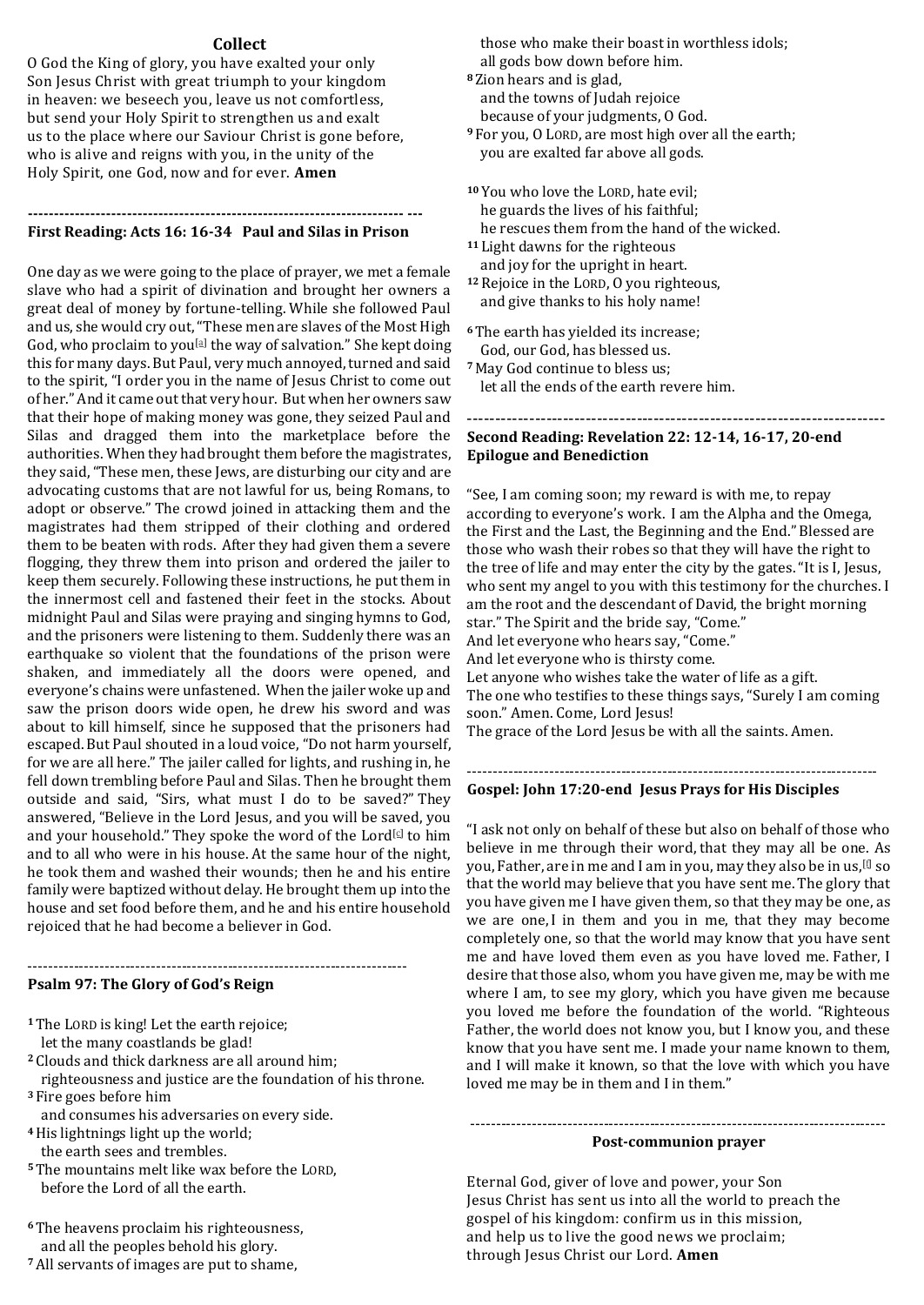## Collect

O God the King of glory, you have exalted your only Son Jesus Christ with great triumph to your kingdom in heaven: we beseech you, leave us not comfortless, but send your Holy Spirit to strengthen us and exalt us to the place where our Saviour Christ is gone before, who is alive and reigns with you, in the unity of the Holy Spirit, one God, now and for ever. **Amen**

---

## First Reading: Acts 16: 16-34 Paul and Silas in Prison

One day as we were going to the place of prayer, we met a female slave who had a spirit of divination and brought her owners a great deal of money by fortune-telling. While she followed Paul and us, she would cry out, "These men are slaves of the Most High God, who proclaim to you[a] the way of salvation." She kept doing this for many days. But Paul, very much annoyed, turned and said to the spirit, "I order you in the name of Jesus Christ to come out of her." And it came out that very hour. But when her owners saw that their hope of making money was gone, they seized Paul and Silas and dragged them into the marketplace before the authorities. When they had brought them before the magistrates, they said, "These men, these Jews, are disturbing our city and are advocating customs that are not lawful for us, being Romans, to adopt or observe." The crowd joined in attacking them and the magistrates had them stripped of their clothing and ordered them to be beaten with rods. After they had given them a severe flogging, they threw them into prison and ordered the jailer to keep them securely. Following these instructions, he put them in the innermost cell and fastened their feet in the stocks. About midnight Paul and Silas were praying and singing hymns to God, and the prisoners were listening to them. Suddenly there was an earthquake so violent that the foundations of the prison were shaken, and immediately all the doors were opened, and everyone's chains were unfastened. When the jailer woke up and saw the prison doors wide open, he drew his sword and was about to kill himself, since he supposed that the prisoners had escaped. But Paul shouted in a loud voice, "Do not harm yourself, for we are all here." The jailer called for lights, and rushing in, he fell down trembling before Paul and Silas. Then he brought them outside and said, "Sirs, what must I do to be saved?" They answered, "Believe in the Lord Jesus, and you will be saved, you and your household." They spoke the word of the Lord[c] to him and to all who were in his house. At the same hour of the night, he took them and washed their wounds; then he and his entire family were baptized without delay. He brought them up into the house and set food before them, and he and his entire household rejoiced that he had become a believer in God.

---

## Psalm 97: The Glory of God's Reign

[1] The LORD is king! Let the earth rejoice;
let the many coastlands be glad!
[2] Clouds and thick darkness are all around him;
righteousness and justice are the foundation of his throne.
[3] Fire goes before him
and consumes his adversaries on every side.
[4] His lightnings light up the world;
the earth sees and trembles.
[5] The mountains melt like wax before the LORD,
before the Lord of all the earth.

[6] The heavens proclaim his righteousness,
and all the peoples behold his glory.
[7] All servants of images are put to shame,
those who make their boast in worthless idols;
all gods bow down before him.
[8] Zion hears and is glad,
and the towns of Judah rejoice
because of your judgments, O God.
[9] For you, O LORD, are most high over all the earth;
you are exalted far above all gods.

[10] You who love the LORD, hate evil;
he guards the lives of his faithful;
he rescues them from the hand of the wicked.
[11] Light dawns for the righteous
and joy for the upright in heart.
[12] Rejoice in the LORD, O you righteous,
and give thanks to his holy name!

[6] The earth has yielded its increase;
God, our God, has blessed us.
[7] May God continue to bless us;
let all the ends of the earth revere him.

---

## Second Reading: Revelation 22: 12-14, 16-17, 20-end Epilogue and Benediction

"See, I am coming soon; my reward is with me, to repay according to everyone's work. I am the Alpha and the Omega, the First and the Last, the Beginning and the End." Blessed are those who wash their robes so that they will have the right to the tree of life and may enter the city by the gates. "It is I, Jesus, who sent my angel to you with this testimony for the churches. I am the root and the descendant of David, the bright morning star." The Spirit and the bride say, "Come."
And let everyone who hears say, "Come."
And let everyone who is thirsty come.
Let anyone who wishes take the water of life as a gift.
The one who testifies to these things says, "Surely I am coming soon." Amen. Come, Lord Jesus!
The grace of the Lord Jesus be with all the saints. Amen.

---

## Gospel: John 17:20-end Jesus Prays for His Disciples

"I ask not only on behalf of these but also on behalf of those who believe in me through their word, that they may all be one. As you, Father, are in me and I am in you, may they also be in us,[f] so that the world may believe that you have sent me. The glory that you have given me I have given them, so that they may be one, as we are one, I in them and you in me, that they may become completely one, so that the world may know that you have sent me and have loved them even as you have loved me. Father, I desire that those also, whom you have given me, may be with me where I am, to see my glory, which you have given me because you loved me before the foundation of the world. "Righteous Father, the world does not know you, but I know you, and these know that you have sent me. I made your name known to them, and I will make it known, so that the love with which you have loved me may be in them and I in them."

---

## Post-communion prayer

Eternal God, giver of love and power, your Son Jesus Christ has sent us into all the world to preach the gospel of his kingdom: confirm us in this mission, and help us to live the good news we proclaim; through Jesus Christ our Lord. **Amen**